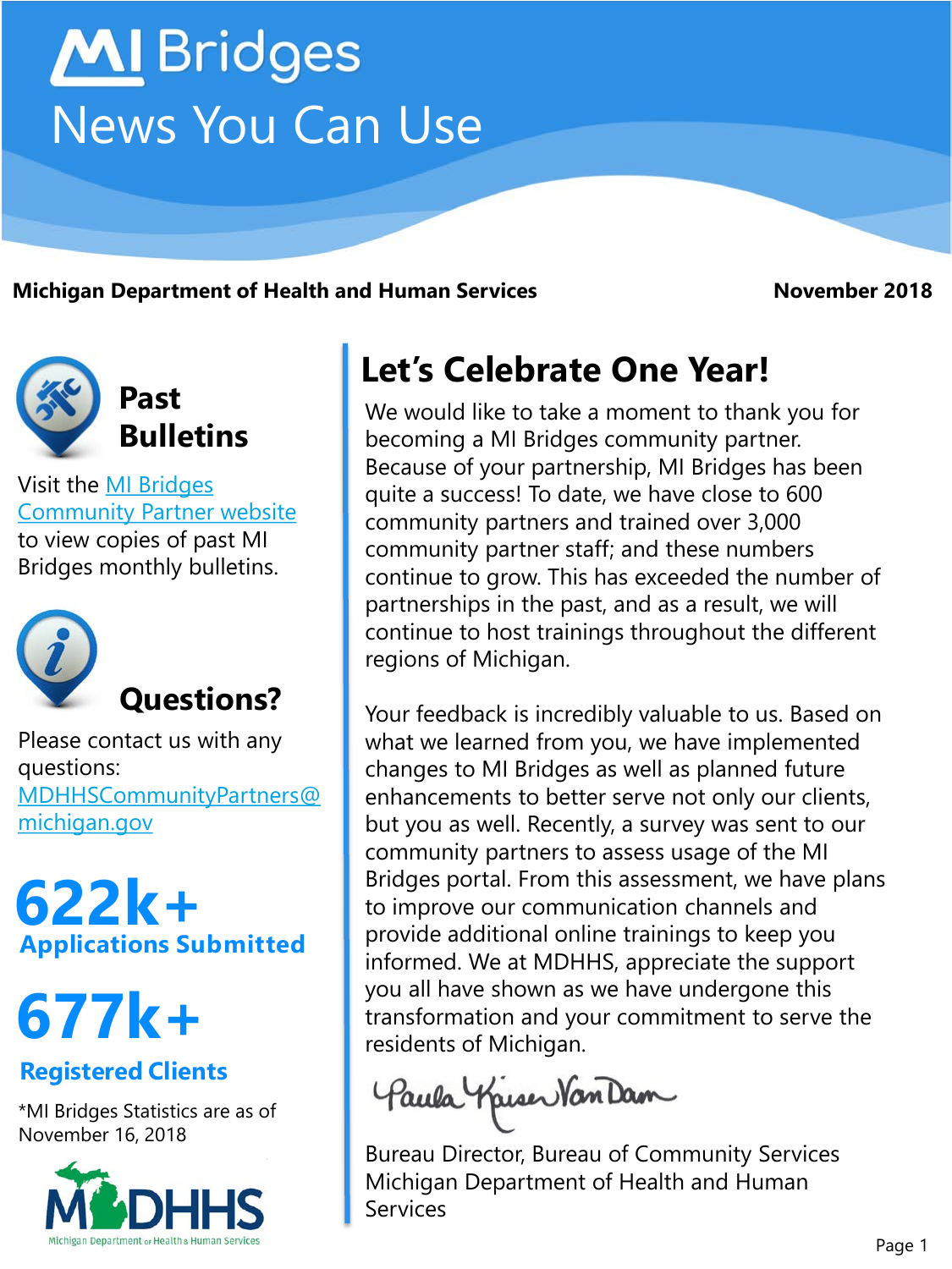# MI Bridges

## News You Can Use

**Michigan Department of Health and Human Services** **November 2018**

## Let's Celebrate One Year!

We would like to take a moment to thank you for becoming a MI Bridges community partner. Because of your partnership, MI Bridges has been quite a success! To date, we have close to 600 community partners and trained over 3,000 community partner staff; and these numbers continue to grow. This has exceeded the number of partnerships in the past, and as a result, we will continue to host trainings throughout the different regions of Michigan.

Your feedback is incredibly valuable to us. Based on what we learned from you, we have implemented changes to MI Bridges as well as planned future enhancements to better serve not only our clients, but you as well. Recently, a survey was sent to our community partners to assess usage of the MI Bridges portal. From this assessment, we have plans to improve our communication channels and provide additional online trainings to keep you informed. We at MDHHS, appreciate the support you all have shown as we have undergone this transformation and your commitment to serve the residents of Michigan.

Paula Kaiser VanDam

Bureau Director, Bureau of Community Services
Michigan Department of Health and Human Services

## Past Bulletins

Visit the MI Bridges Community Partner website to view copies of past MI Bridges monthly bulletins.

## Questions?

Please contact us with any questions: MDHHSCommunityPartners@michigan.gov

**622k+**
**Applications Submitted**

**677k+**
**Registered Clients**

*MI Bridges Statistics are as of November 16, 2018

MDHHS
Michigan Department of Health & Human Services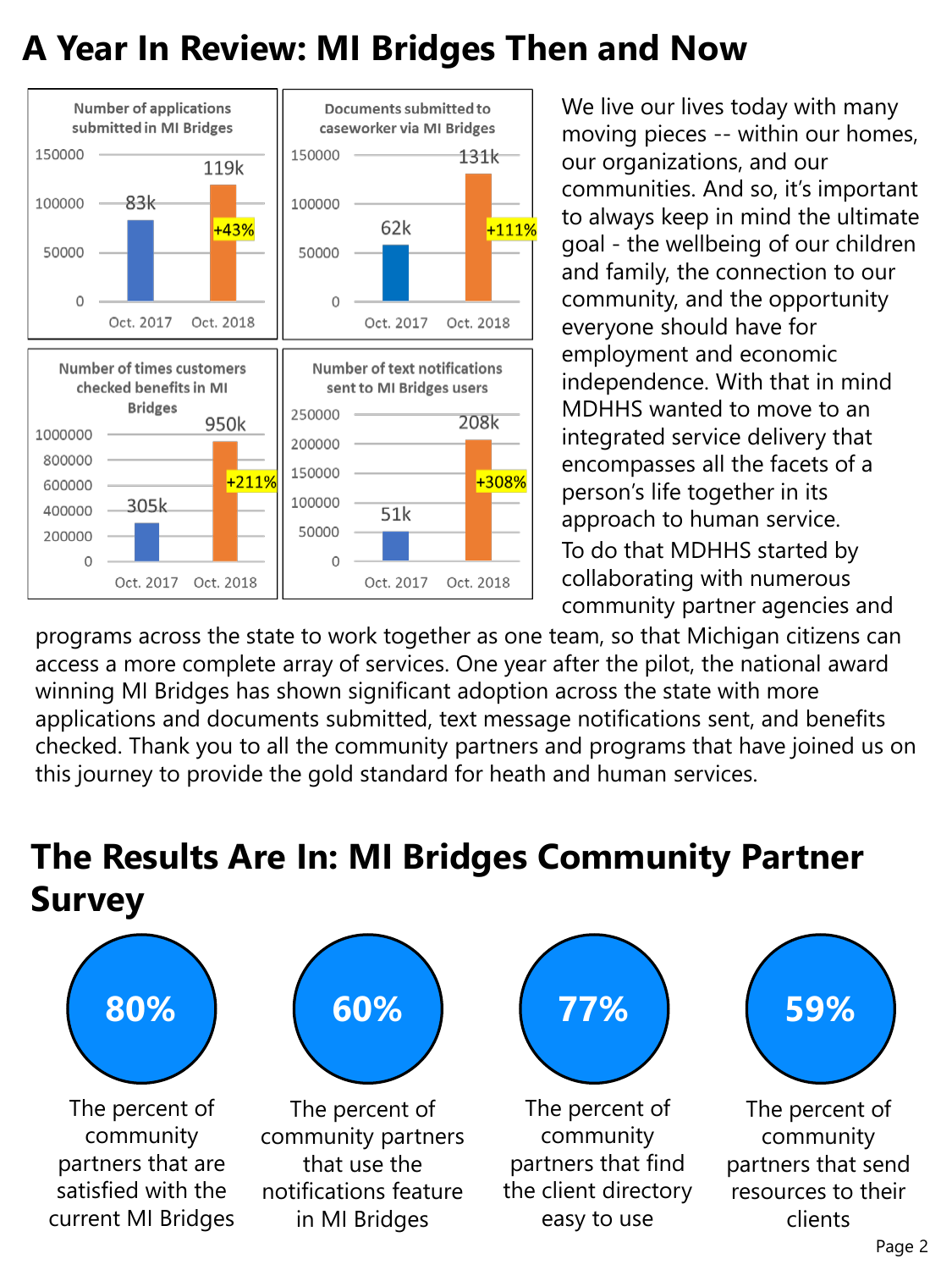# A Year In Review: MI Bridges Then and Now

| Chart | Oct. 2017 | Oct. 2018 | Change |
|---|---|---|---|
| Number of applications submitted in MI Bridges | 83k | 119k | +43% |
| Documents submitted to caseworker via MI Bridges | 62k | 131k | +111% |
| Number of times customers checked benefits in MI Bridges | 305k | 950k | +211% |
| Number of text notifications sent to MI Bridges users | 51k | 208k | +308% |

We live our lives today with many moving pieces -- within our homes, our organizations, and our communities. And so, it's important to always keep in mind the ultimate goal - the wellbeing of our children and family, the connection to our community, and the opportunity everyone should have for employment and economic independence. With that in mind MDHHS wanted to move to an integrated service delivery that encompasses all the facets of a person's life together in its approach to human service.

To do that MDHHS started by collaborating with numerous community partner agencies and programs across the state to work together as one team, so that Michigan citizens can access a more complete array of services. One year after the pilot, the national award winning MI Bridges has shown significant adoption across the state with more applications and documents submitted, text message notifications sent, and benefits checked. Thank you to all the community partners and programs that have joined us on this journey to provide the gold standard for heath and human services.

# The Results Are In: MI Bridges Community Partner Survey

**80%** The percent of community partners that are satisfied with the current MI Bridges

**60%** The percent of community partners that use the notifications feature in MI Bridges

**77%** The percent of community partners that find the client directory easy to use

**59%** The percent of community partners that send resources to their clients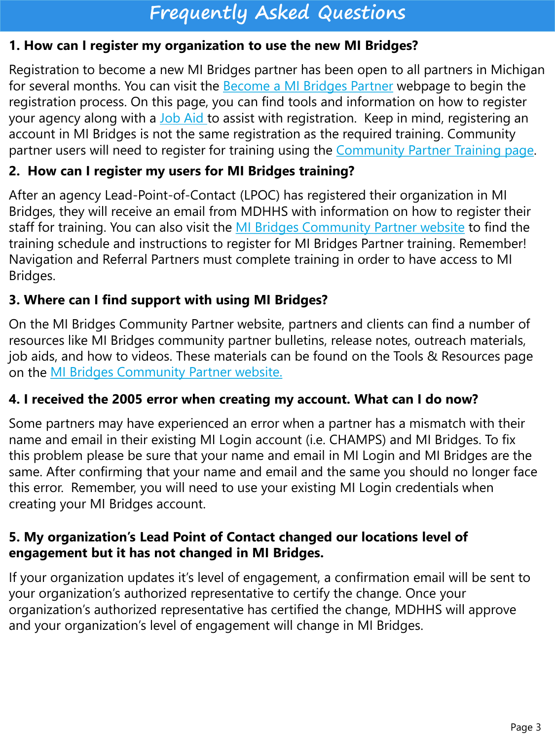# Frequently Asked Questions

**1. How can I register my organization to use the new MI Bridges?**

Registration to become a new MI Bridges partner has been open to all partners in Michigan for several months. You can visit the Become a MI Bridges Partner webpage to begin the registration process. On this page, you can find tools and information on how to register your agency along with a Job Aid to assist with registration. Keep in mind, registering an account in MI Bridges is not the same registration as the required training. Community partner users will need to register for training using the Community Partner Training page.

**2. How can I register my users for MI Bridges training?**

After an agency Lead-Point-of-Contact (LPOC) has registered their organization in MI Bridges, they will receive an email from MDHHS with information on how to register their staff for training. You can also visit the MI Bridges Community Partner website to find the training schedule and instructions to register for MI Bridges Partner training. Remember! Navigation and Referral Partners must complete training in order to have access to MI Bridges.

**3. Where can I find support with using MI Bridges?**

On the MI Bridges Community Partner website, partners and clients can find a number of resources like MI Bridges community partner bulletins, release notes, outreach materials, job aids, and how to videos. These materials can be found on the Tools & Resources page on the MI Bridges Community Partner website.

**4. I received the 2005 error when creating my account. What can I do now?**

Some partners may have experienced an error when a partner has a mismatch with their name and email in their existing MI Login account (i.e. CHAMPS) and MI Bridges. To fix this problem please be sure that your name and email in MI Login and MI Bridges are the same. After confirming that your name and email and the same you should no longer face this error. Remember, you will need to use your existing MI Login credentials when creating your MI Bridges account.

**5. My organization's Lead Point of Contact changed our locations level of engagement but it has not changed in MI Bridges.**

If your organization updates it's level of engagement, a confirmation email will be sent to your organization's authorized representative to certify the change. Once your organization's authorized representative has certified the change, MDHHS will approve and your organization's level of engagement will change in MI Bridges.